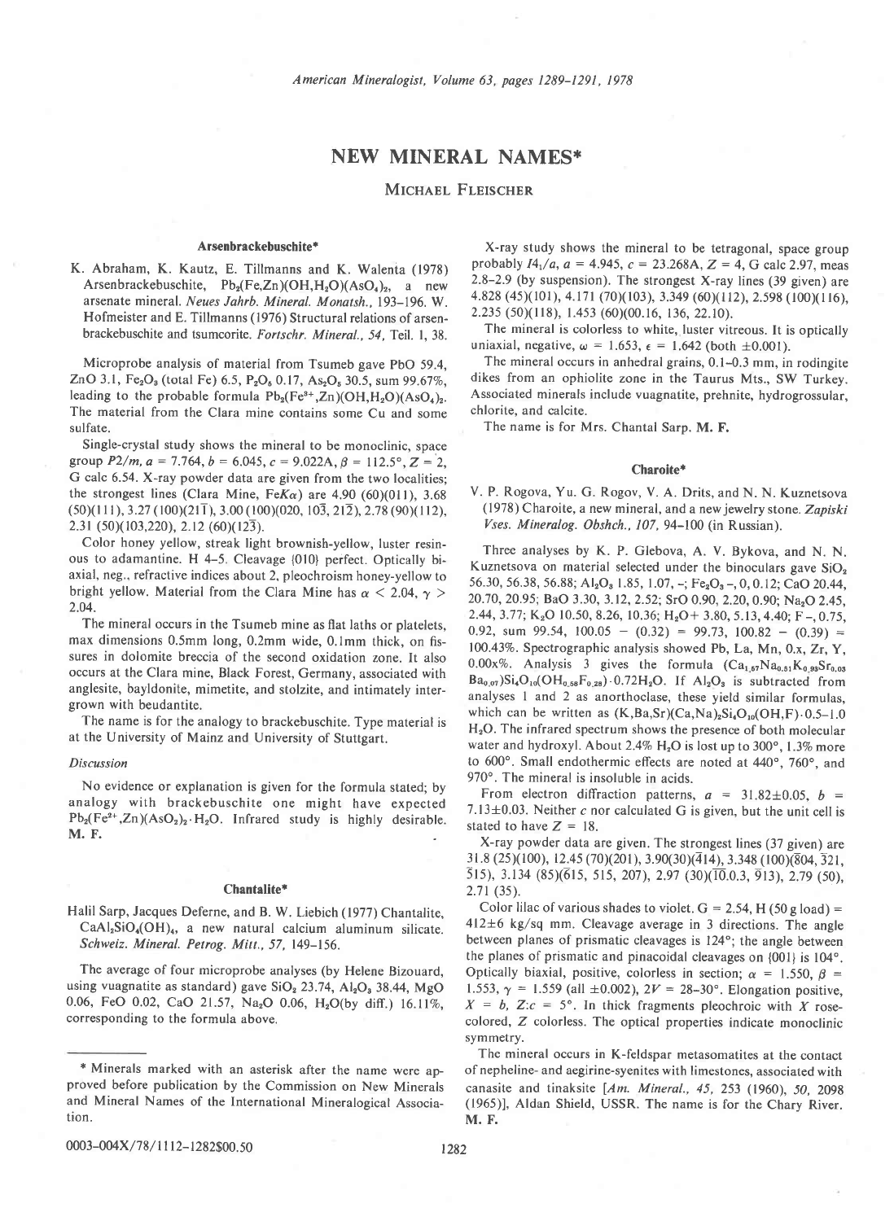# NEW MINERAL NAMES*

MICHAEL FLEISCHER

## Arsenbrackebuschite*

K. Abraham, K. Kautz, E. Tillmanns and K. Walenta (1978) Arsenbrackebuschite, $Pb_2(Fe,Zn)(OH,H_2O)(AsO_4)_2$, a new arsenate mineral. *Neues Jahrb. Mineral. Monatsh.*, 193–196. W. Hofmeister and E. Tillmanns (1976) Structural relations of arsenbrackebuschite and tsumcorite. *Fortschr. Mineral.*, *54*, Teil. 1, 38.

Microprobe analysis of material from Tsumeb gave PbO 59.4, ZnO 3.1, $Fe_2O_3$ (total Fe) 6.5, $P_2O_5$ 0.17, $As_2O_5$ 30.5, sum 99.67%, leading to the probable formula $Pb_2(Fe^{3+},Zn)(OH,H_2O)(AsO_4)_2$. The material from the Clara mine contains some Cu and some sulfate.

Single-crystal study shows the mineral to be monoclinic, space group $P2_1/m$, $a = 7.764$, $b = 6.045$, $c = 9.022$A, $\beta = 112.5°$, $Z = 2$, G calc 6.54. X-ray powder data are given from the two localities; the strongest lines (Clara Mine, $FeK\alpha$) are 4.90 (60)(011), 3.68 (50)(111), 3.27 (100)(21$\bar{1}$), 3.00 (100)(020, 10$\bar{3}$, 21$\bar{2}$), 2.78 (90)(112), 2.31 (50)(103,220), 2.12 (60)(12$\bar{3}$).

Color honey yellow, streak light brownish-yellow, luster resinous to adamantine. H 4–5. Cleavage {010} perfect. Optically biaxial, neg., refractive indices about 2, pleochroism honey-yellow to bright yellow. Material from the Clara Mine has $\alpha < 2.04$, $\gamma > 2.04$.

The mineral occurs in the Tsumeb mine as flat laths or platelets, max dimensions 0.5mm long, 0.2mm wide, 0.1mm thick, on fissures in dolomite breccia of the second oxidation zone. It also occurs at the Clara mine, Black Forest, Germany, associated with anglesite, bayldonite, mimetite, and stolzite, and intimately intergrown with beudantite.

The name is for the analogy to brackebuschite. Type material is at the University of Mainz and University of Stuttgart.

### Discussion

No evidence or explanation is given for the formula stated; by analogy with brackebuschite one might have expected $Pb_2(Fe^{2+},Zn)(AsO_4)_2 \cdot H_2O$. Infrared study is highly desirable. **M. F.**

## Chantalite*

Halil Sarp, Jacques Deferne, and B. W. Liebich (1977) Chantalite, $CaAl_2SiO_4(OH)_4$, a new natural calcium aluminum silicate. *Schweiz. Mineral. Petrog. Mitt.*, *57*, 149–156.

The average of four microprobe analyses (by Helene Bizouard, using vuagnatite as standard) gave $SiO_2$ 23.74, $Al_2O_3$ 38.44, MgO 0.06, FeO 0.02, CaO 21.57, $Na_2O$ 0.06, $H_2O$(by diff.) 16.11%, corresponding to the formula above.

X-ray study shows the mineral to be tetragonal, space group probably $I4_1/a$, $a = 4.945$, $c = 23.268$A, $Z = 4$, G calc 2.97, meas 2.8–2.9 (by suspension). The strongest X-ray lines (39 given) are 4.828 (45)(101), 4.171 (70)(103), 3.349 (60)(112), 2.598 (100)(116), 2.235 (50)(118), 1.453 (60)(00.16, 136, 22.10).

The mineral is colorless to white, luster vitreous. It is optically uniaxial, negative, $\omega = 1.653$, $\epsilon = 1.642$ (both $\pm 0.001$).

The mineral occurs in anhedral grains, 0.1–0.3 mm, in rodingite dikes from an ophiolite zone in the Taurus Mts., SW Turkey. Associated minerals include vuagnatite, prehnite, hydrogrossular, chlorite, and calcite.

The name is for Mrs. Chantal Sarp. **M. F.**

## Charoite*

V. P. Rogova, Yu. G. Rogov, V. A. Drits, and N. N. Kuznetsova (1978) Charoite, a new mineral, and a new jewelry stone. *Zapiski Vses. Mineralog. Obshch.*, *107*, 94–100 (in Russian).

Three analyses by K. P. Glebova, A. V. Bykova, and N. N. Kuznetsova on material selected under the binoculars gave $SiO_2$ 56.30, 56.38, 56.88; $Al_2O_3$ 1.85, 1.07, –; $Fe_2O_3$ –, 0, 0.12; CaO 20.44, 20.70, 20.95; BaO 3.30, 3.12, 2.52; SrO 0.90, 2.20, 0.90; $Na_2O$ 2.45, 2.44, 3.77; $K_2O$ 10.50, 8.26, 10.36; $H_2O+$ 3.80, 5.13, 4.40; F –, 0.75, 0.92, sum 99.54, 100.05 – (0.32) = 99.73, 100.82 – (0.39) = 100.43%. Spectrographic analysis showed Pb, La, Mn, 0.x, Zr, Y, 0.00x%. Analysis 3 gives the formula $(Ca_{1.67}Na_{0.51}K_{0.93}Sr_{0.03}Ba_{0.07})Si_4O_{10}(OH_{0.58}F_{0.28}) \cdot 0.72H_2O$. If $Al_2O_3$ is subtracted from analyses 1 and 2 as anorthoclase, these yield similar formulas, which can be written as $(K,Ba,Sr)(Ca,Na)_2Si_4O_{10}(OH,F) \cdot 0.5$–$1.0$ $H_2O$. The infrared spectrum shows the presence of both molecular water and hydroxyl. About 2.4% $H_2O$ is lost up to 300°, 1.3% more to 600°. Small endothermic effects are noted at 440°, 760°, and 970°. The mineral is insoluble in acids.

From electron diffraction patterns, $a = 31.82 \pm 0.05$, $b = 7.13 \pm 0.03$. Neither $c$ nor calculated G is given, but the unit cell is stated to have $Z = 18$.

X-ray powder data are given. The strongest lines (37 given) are 31.8 (25)(100), 12.45 (70)(201), 3.90(30)($\bar{4}$14), 3.348 (100)($\bar{8}$04, $\bar{3}$21, $\bar{5}$15), 3.134 (85)($\bar{6}$15, 515, 207), 2.97 (30)($\bar{10}$.0.3, $\bar{9}$13), 2.79 (50), 2.71 (35).

Color lilac of various shades to violet. G = 2.54, H (50 g load) = 412±6 kg/sq mm. Cleavage average in 3 directions. The angle between planes of prismatic cleavages is 124°; the angle between the planes of prismatic and pinacoidal cleavages on {001} is 104°. Optically biaxial, positive, colorless in section; $\alpha = 1.550$, $\beta = 1.553$, $\gamma = 1.559$ (all $\pm 0.002$), $2V = 28$–$30°$. Elongation positive, $X = b$, $Z:c = 5°$. In thick fragments pleochroic with $X$ rose-colored, $Z$ colorless. The optical properties indicate monoclinic symmetry.

The mineral occurs in K-feldspar metasomatites at the contact of nepheline- and aegirine-syenites with limestones, associated with canasite and tinaksite [*Am. Mineral.*, *45*, 253 (1960), *50*, 2098 (1965)], Aldan Shield, USSR. The name is for the Chary River. **M. F.**

---

\* Minerals marked with an asterisk after the name were approved before publication by the Commission on New Minerals and Mineral Names of the International Mineralogical Association.

0003-004X/78/1112-1282$00.50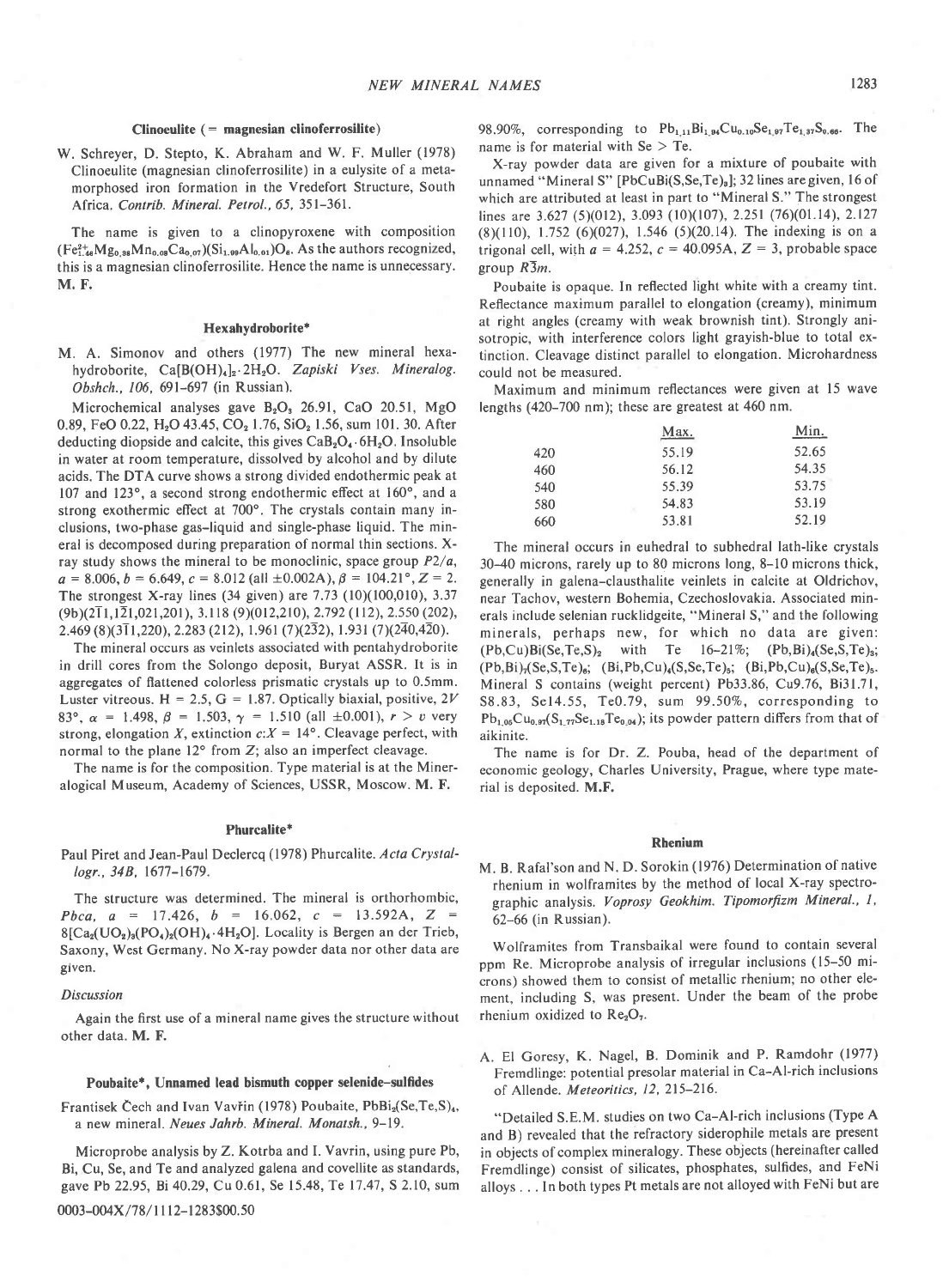### Clinoeulite (= magnesian clinoferrosilite)

W. Schreyer, D. Stepto, K. Abraham and W. F. Muller (1978) Clinoeulite (magnesian clinoferrosilite) in a eulysite of a metamorphosed iron formation in the Vredefort Structure, South Africa. *Contrib. Mineral. Petrol., 65,* 351–361.

The name is given to a clinopyroxene with composition $(Fe^{2+}_{1.46}Mg_{0.38}Mn_{0.08}Ca_{0.07})(Si_{1.99}Al_{0.01})O_6$. As the authors recognized, this is a magnesian clinoferrosilite. Hence the name is unnecessary. **M. F.**

### Hexahydroborite*

M. A. Simonov and others (1977) The new mineral hexahydroborite, $Ca[B(OH)_4]_2 \cdot 2H_2O$. *Zapiski Vses. Mineralog. Obshch., 106,* 691–697 (in Russian).

Microchemical analyses gave $B_2O_3$ 26.91, CaO 20.51, MgO 0.89, FeO 0.22, $H_2O$ 43.45, $CO_2$ 1.76, $SiO_2$ 1.56, sum 101.30. After deducting diopside and calcite, this gives $CaB_2O_4 \cdot 6H_2O$. Insoluble in water at room temperature, dissolved by alcohol and by dilute acids. The DTA curve shows a strong divided endothermic peak at 107 and 123°, a second strong endothermic effect at 160°, and a strong exothermic effect at 700°. The crystals contain many inclusions, two-phase gas–liquid and single-phase liquid. The mineral is decomposed during preparation of normal thin sections. X-ray study shows the mineral to be monoclinic, space group $P2/a$, $a$ = 8.006, $b$ = 6.649, $c$ = 8.012 (all ±0.002A), $\beta$ = 104.21°, $Z$ = 2. The strongest X-ray lines (34 given) are 7.73 (10)(100,010), 3.37 (9b)($2\bar{1}1$,$1\bar{2}1$,021,201), 3.118 (9)(012,210), 2.792 (112), 2.550 (202), 2.469 (8)($3\bar{1}1$,220), 2.283 (212), 1.961 (7)($2\bar{3}2$), 1.931 (7)($2\bar{4}0$,$4\bar{2}0$).

The mineral occurs as veinlets associated with pentahydroborite in drill cores from the Solongo deposit, Buryat ASSR. It is in aggregates of flattened colorless prismatic crystals up to 0.5mm. Luster vitreous. H = 2.5, G = 1.87. Optically biaxial, positive, $2V$ 83°, $\alpha$ = 1.498, $\beta$ = 1.503, $\gamma$ = 1.510 (all ±0.001), $r > v$ very strong, elongation $X$, extinction $c$:$X$ = 14°. Cleavage perfect, with normal to the plane 12° from $Z$; also an imperfect cleavage.

The name is for the composition. Type material is at the Mineralogical Museum, Academy of Sciences, USSR, Moscow. **M. F.**

### Phurcalite*

Paul Piret and Jean-Paul Declercq (1978) Phurcalite. *Acta Crystallogr., 34B,* 1677–1679.

The structure was determined. The mineral is orthorhombic, $Pbca$, $a$ = 17.426, $b$ = 16.062, $c$ = 13.592A, $Z$ = 8[$Ca_2(UO_2)_3(PO_4)_2(OH)_4 \cdot 4H_2O$]. Locality is Bergen an der Trieb, Saxony, West Germany. No X-ray powder data nor other data are given.

*Discussion*

Again the first use of a mineral name gives the structure without other data. **M. F.**

### Poubaite*, Unnamed lead bismuth copper selenide–sulfides

Frantisek Čech and Ivan Vavřin (1978) Poubaite, $PbBi_2(Se,Te,S)_4$, a new mineral. *Neues Jahrb. Mineral. Monatsh.,* 9–19.

Microprobe analysis by Z. Kotrba and I. Vavrin, using pure Pb, Bi, Cu, Se, and Te and analyzed galena and covellite as standards, gave Pb 22.95, Bi 40.29, Cu 0.61, Se 15.48, Te 17.47, S 2.10, sum 98.90%, corresponding to $Pb_{1.11}Bi_{1.94}Cu_{0.10}Se_{1.97}Te_{1.37}S_{0.66}$. The name is for material with Se > Te.

X-ray powder data are given for a mixture of poubaite with unnamed "Mineral S" [$PbCuBi(S,Se,Te)_3$]; 32 lines are given, 16 of which are attributed at least in part to "Mineral S." The strongest lines are 3.627 (5)(012), 3.093 (10)(107), 2.251 (76)(01.14), 2.127 (8)(110), 1.752 (6)(027), 1.546 (5)(20.14). The indexing is on a trigonal cell, with $a$ = 4.252, $c$ = 40.095A, $Z$ = 3, probable space group $R\bar{3}m$.

Poubaite is opaque. In reflected light white with a creamy tint. Reflectance maximum parallel to elongation (creamy), minimum at right angles (creamy with weak brownish tint). Strongly anisotropic, with interference colors light grayish-blue to total extinction. Cleavage distinct parallel to elongation. Microhardness could not be measured.

Maximum and minimum reflectances were given at 15 wave lengths (420–700 nm); these are greatest at 460 nm.

| | Max. | Min. |
|---|---|---|
| 420 | 55.19 | 52.65 |
| 460 | 56.12 | 54.35 |
| 540 | 55.39 | 53.75 |
| 580 | 54.83 | 53.19 |
| 660 | 53.81 | 52.19 |

The mineral occurs in euhedral to subhedral lath-like crystals 30–40 microns, rarely up to 80 microns long, 8–10 microns thick, generally in galena–clausthalite veinlets in calcite at Oldrichov, near Tachov, western Bohemia, Czechoslovakia. Associated minerals include selenian rucklidgeite, "Mineral S," and the following minerals, perhaps new, for which no data are given: $(Pb,Cu)Bi(Se,Te,S)_2$ with Te 16–21%; $(Pb,Bi)_4(Se,S,Te)_3$; $(Pb,Bi)_7(Se,S,Te)_6$; $(Bi,Pb,Cu)_4(S,Se,Te)_5$; $(Bi,Pb,Cu)_6(S,Se,Te)_5$. Mineral S contains (weight percent) Pb33.86, Cu9.76, Bi31.71, S8.83, Se14.55, Te0.79, sum 99.50%, corresponding to $Pb_{1.06}Cu_{0.97}(S_{1.77}Se_{1.18}Te_{0.04})$; its powder pattern differs from that of aikinite.

The name is for Dr. Z. Pouba, head of the department of economic geology, Charles University, Prague, where type material is deposited. **M.F.**

### Rhenium

M. B. Rafal'son and N. D. Sorokin (1976) Determination of native rhenium in wolframites by the method of local X-ray spectrographic analysis. *Voprosy Geokhim. Tipomorfizm Mineral., 1,* 62–66 (in Russian).

Wolframites from Transbaikal were found to contain several ppm Re. Microprobe analysis of irregular inclusions (15–50 microns) showed them to consist of metallic rhenium; no other element, including S, was present. Under the beam of the probe rhenium oxidized to $Re_2O_7$.

A. El Goresy, K. Nagel, B. Dominik and P. Ramdohr (1977) Fremdlinge: potential presolar material in Ca-Al-rich inclusions of Allende. *Meteoritics, 12,* 215–216.

"Detailed S.E.M. studies on two Ca-Al-rich inclusions (Type A and B) revealed that the refractory siderophile metals are present in objects of complex mineralogy. These objects (hereinafter called Fremdlinge) consist of silicates, phosphates, sulfides, and FeNi alloys . . . In both types Pt metals are not alloyed with FeNi but are

0003-004X/78/1112-1283$00.50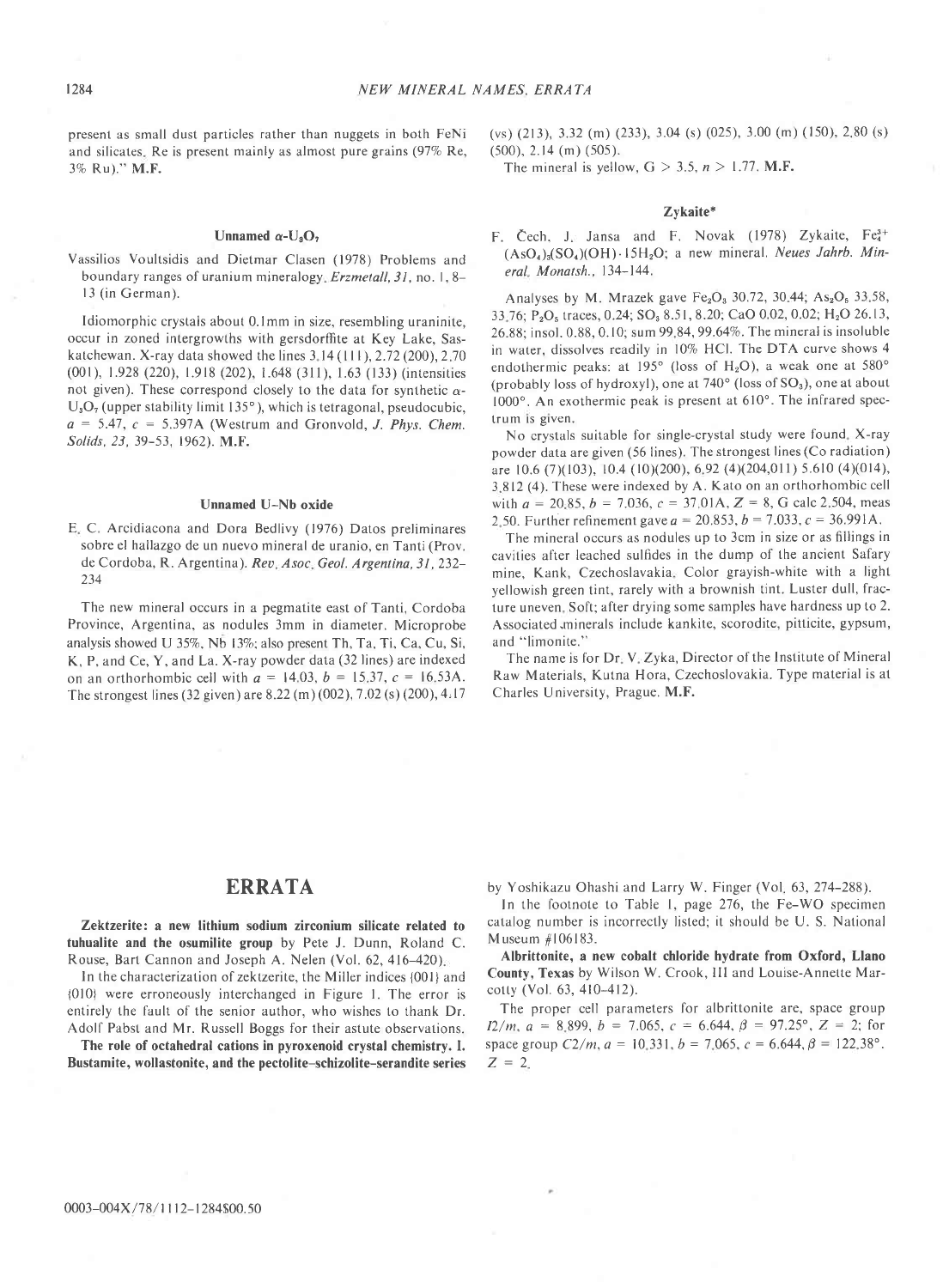present as small dust particles rather than nuggets in both FeNi and silicates. Re is present mainly as almost pure grains (97% Re, 3% Ru)." **M.F.**

### Unnamed $\alpha$-$U_3O_7$

Vassilios Voultsidis and Dietmar Clasen (1978) Problems and boundary ranges of uranium mineralogy. *Erzmetall, 31*, no. 1, 8–13 (in German).

Idiomorphic crystals about 0.1mm in size, resembling uraninite, occur in zoned intergrowths with gersdorffite at Key Lake, Saskatchewan. X-ray data showed the lines 3.14 (111), 2.72 (200), 2.70 (001), 1.928 (220), 1.918 (202), 1.648 (311), 1.63 (133) (intensities not given). These correspond closely to the data for synthetic $\alpha$-$U_3O_7$ (upper stability limit 135°), which is tetragonal, pseudocubic, $a$ = 5.47, $c$ = 5.397A (Westrum and Gronvold, *J. Phys. Chem. Solids, 23*, 39–53, 1962). **M.F.**

### Unnamed U–Nb oxide

E. C. Arcidiacona and Dora Bedlivy (1976) Datos preliminares sobre el hallazgo de un nuevo mineral de uranio, en Tanti (Prov. de Cordoba, R. Argentina). *Rev. Asoc. Geol. Argentina, 31*, 232–234

The new mineral occurs in a pegmatite east of Tanti, Cordoba Province, Argentina, as nodules 3mm in diameter. Microprobe analysis showed U 35%, Nb 13%; also present Th, Ta, Ti, Ca, Cu, Si, K, P, and Ce, Y, and La. X-ray powder data (32 lines) are indexed on an orthorhombic cell with $a$ = 14.03, $b$ = 15.37, $c$ = 16.53A. The strongest lines (32 given) are 8.22 (m) (002), 7.02 (s) (200), 4.17 (vs) (213), 3.32 (m) (233), 3.04 (s) (025), 3.00 (m) (150), 2.80 (s) (500), 2.14 (m) (505).

The mineral is yellow, G > 3.5, $n$ > 1.77. **M.F.**

### Zykaite*

F. Čech, J. Jansa and F. Novak (1978) Zykaite, $Fe_4^{3+}(AsO_4)_3(SO_4)(OH) \cdot 15H_2O$; a new mineral. *Neues Jahrb. Mineral. Monatsh.*, 134–144.

Analyses by M. Mrazek gave $Fe_2O_3$ 30.72, 30.44; $As_2O_5$ 33.58, 33.76; $P_2O_5$ traces, 0.24; $SO_3$ 8.51, 8.20; CaO 0.02, 0.02; $H_2O$ 26.13, 26.88; insol. 0.88, 0.10; sum 99.84, 99.64%. The mineral is insoluble in water, dissolves readily in 10% HCl. The DTA curve shows 4 endothermic peaks: at 195° (loss of $H_2O$), a weak one at 580° (probably loss of hydroxyl), one at 740° (loss of $SO_3$), one at about 1000°. An exothermic peak is present at 610°. The infrared spectrum is given.

No crystals suitable for single-crystal study were found. X-ray powder data are given (56 lines). The strongest lines (Co radiation) are 10.6 (7)(103), 10.4 (10)(200), 6.92 (4)(204,011) 5.610 (4)(014), 3.812 (4). These were indexed by A. Kato on an orthorhombic cell with $a$ = 20.85, $b$ = 7.036, $c$ = 37.01A, $Z$ = 8, G calc 2.504, meas 2.50. Further refinement gave $a$ = 20.853, $b$ = 7.033, $c$ = 36.991A.

The mineral occurs as nodules up to 3cm in size or as fillings in cavities after leached sulfides in the dump of the ancient Safary mine, Kank, Czechoslovakia. Color grayish-white with a light yellowish green tint, rarely with a brownish tint. Luster dull, fracture uneven. Soft; after drying some samples have hardness up to 2. Associated minerals include kankite, scorodite, pitticite, gypsum, and "limonite."

The name is for Dr. V. Zyka, Director of the Institute of Mineral Raw Materials, Kutna Hora, Czechoslovakia. Type material is at Charles University, Prague. **M.F.**

## ERRATA

**Zektzerite: a new lithium sodium zirconium silicate related to tuhualite and the osumilite group** by Pete J. Dunn, Roland C. Rouse, Bart Cannon and Joseph A. Nelen (Vol. 62, 416–420).

In the characterization of zektzerite, the Miller indices {001} and {010} were erroneously interchanged in Figure 1. The error is entirely the fault of the senior author, who wishes to thank Dr. Adolf Pabst and Mr. Russell Boggs for their astute observations.

**The role of octahedral cations in pyroxenoid crystal chemistry. I. Bustamite, wollastonite, and the pectolite–schizolite–serandite series** by Yoshikazu Ohashi and Larry W. Finger (Vol. 63, 274–288).

In the footnote to Table 1, page 276, the Fe–WO specimen catalog number is incorrectly listed; it should be U. S. National Museum #106183.

**Albrittonite, a new cobalt chloride hydrate from Oxford, Llano County, Texas** by Wilson W. Crook, III and Louise-Annette Marcotty (Vol. 63, 410–412).

The proper cell parameters for albrittonite are, space group $I2/m$, $a$ = 8.899, $b$ = 7.065, $c$ = 6.644, $\beta$ = 97.25°, $Z$ = 2; for space group $C2/m$, $a$ = 10.331, $b$ = 7.065, $c$ = 6.644, $\beta$ = 122.38°. $Z$ = 2.

0003–004X/78/1112–1284$00.50